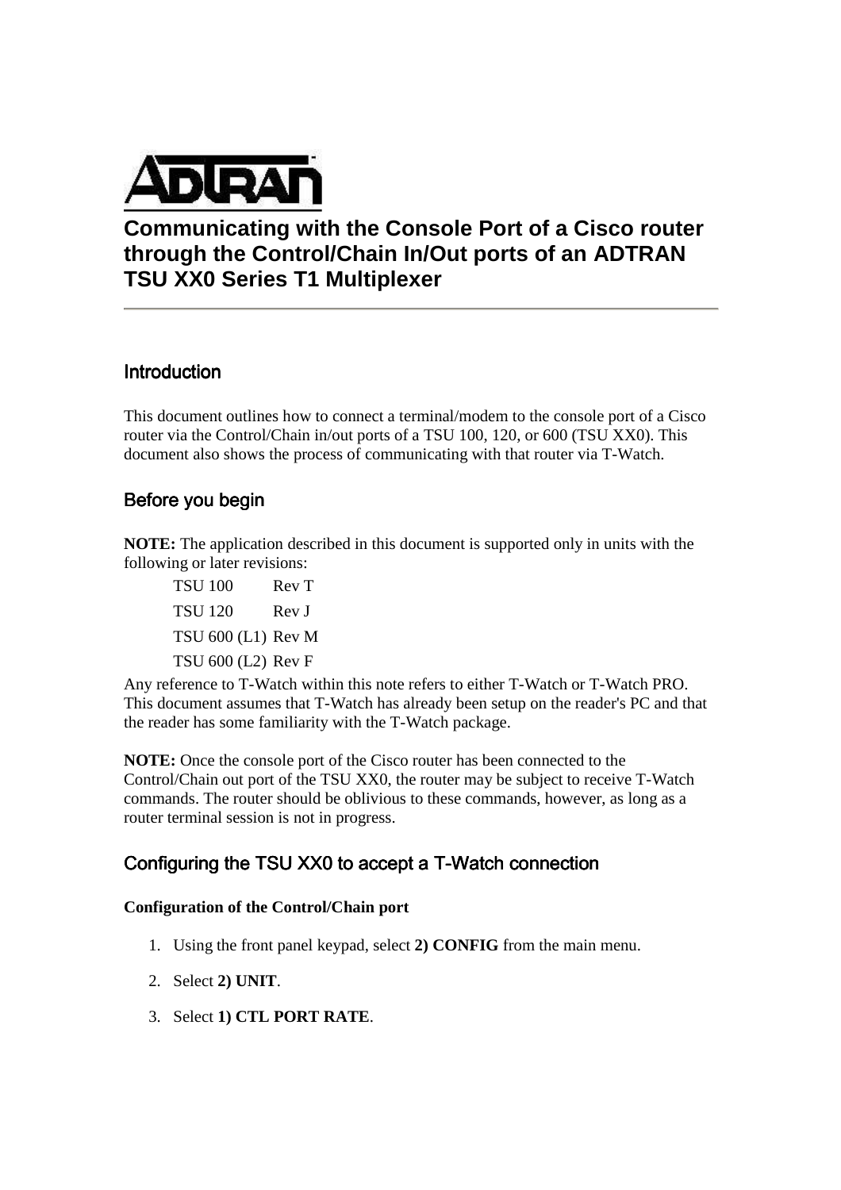# Communicating with the Console Port of a Cisco router through the Control/Chain In/Out ports of an ADTRAN TSU XX0 Series T1 Multiplexer

## Introduction

This document outlines how to connect a terminal/modem to the console port of a Cisco router via the Control/Chain in/out ports of a TSU 100, 120, or 600 (TSU XX0). This document also shows the process of communicating with that router via T-Watch.

## Before you begin

**NOTE:** The application described in this document is supported only in units with the following or later revisions:

| | |
|---|---|
| TSU 100 | Rev T |
| TSU 120 | Rev J |
| TSU 600 (L1) | Rev M |
| TSU 600 (L2) | Rev F |

Any reference to T-Watch within this note refers to either T-Watch or T-Watch PRO. This document assumes that T-Watch has already been setup on the reader's PC and that the reader has some familiarity with the T-Watch package.

**NOTE:** Once the console port of the Cisco router has been connected to the Control/Chain out port of the TSU XX0, the router may be subject to receive T-Watch commands. The router should be oblivious to these commands, however, as long as a router terminal session is not in progress.

## Configuring the TSU XX0 to accept a T-Watch connection

**Configuration of the Control/Chain port**

1. Using the front panel keypad, select **2) CONFIG** from the main menu.
2. Select **2) UNIT**.
3. Select **1) CTL PORT RATE**.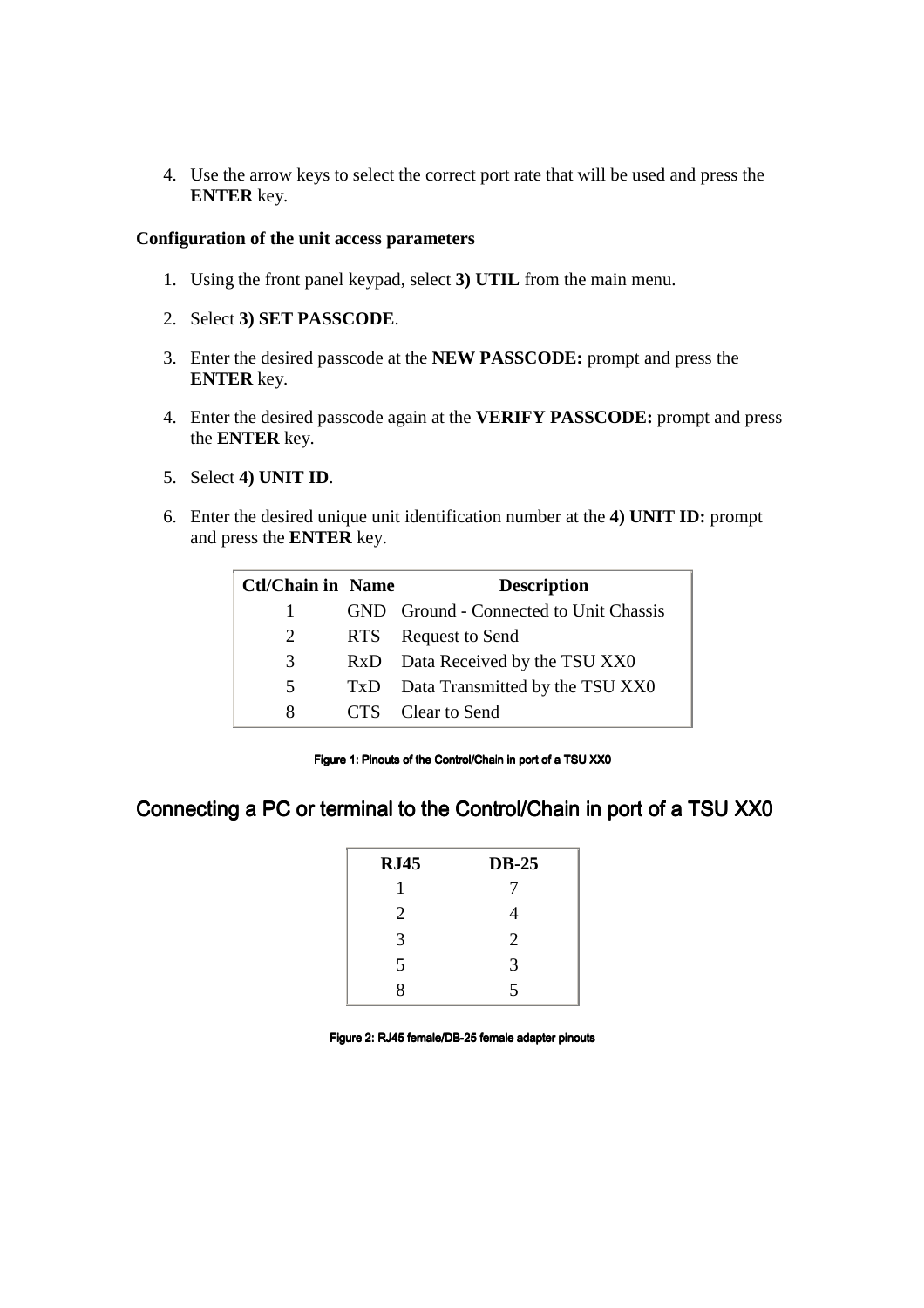4. Use the arrow keys to select the correct port rate that will be used and press the **ENTER** key.

**Configuration of the unit access parameters**

1. Using the front panel keypad, select **3) UTIL** from the main menu.
2. Select **3) SET PASSCODE**.
3. Enter the desired passcode at the **NEW PASSCODE:** prompt and press the **ENTER** key.
4. Enter the desired passcode again at the **VERIFY PASSCODE:** prompt and press the **ENTER** key.
5. Select **4) UNIT ID**.
6. Enter the desired unique unit identification number at the **4) UNIT ID:** prompt and press the **ENTER** key.

| Ctl/Chain in | Name | Description |
|---|---|---|
| 1 | GND | Ground - Connected to Unit Chassis |
| 2 | RTS | Request to Send |
| 3 | RxD | Data Received by the TSU XX0 |
| 5 | TxD | Data Transmitted by the TSU XX0 |
| 8 | CTS | Clear to Send |

**Figure 1: Pinouts of the Control/Chain in port of a TSU XX0**

## Connecting a PC or terminal to the Control/Chain in port of a TSU XX0

| RJ45 | DB-25 |
|---|---|
| 1 | 7 |
| 2 | 4 |
| 3 | 2 |
| 5 | 3 |
| 8 | 5 |

**Figure 2: RJ45 female/DB-25 female adapter pinouts**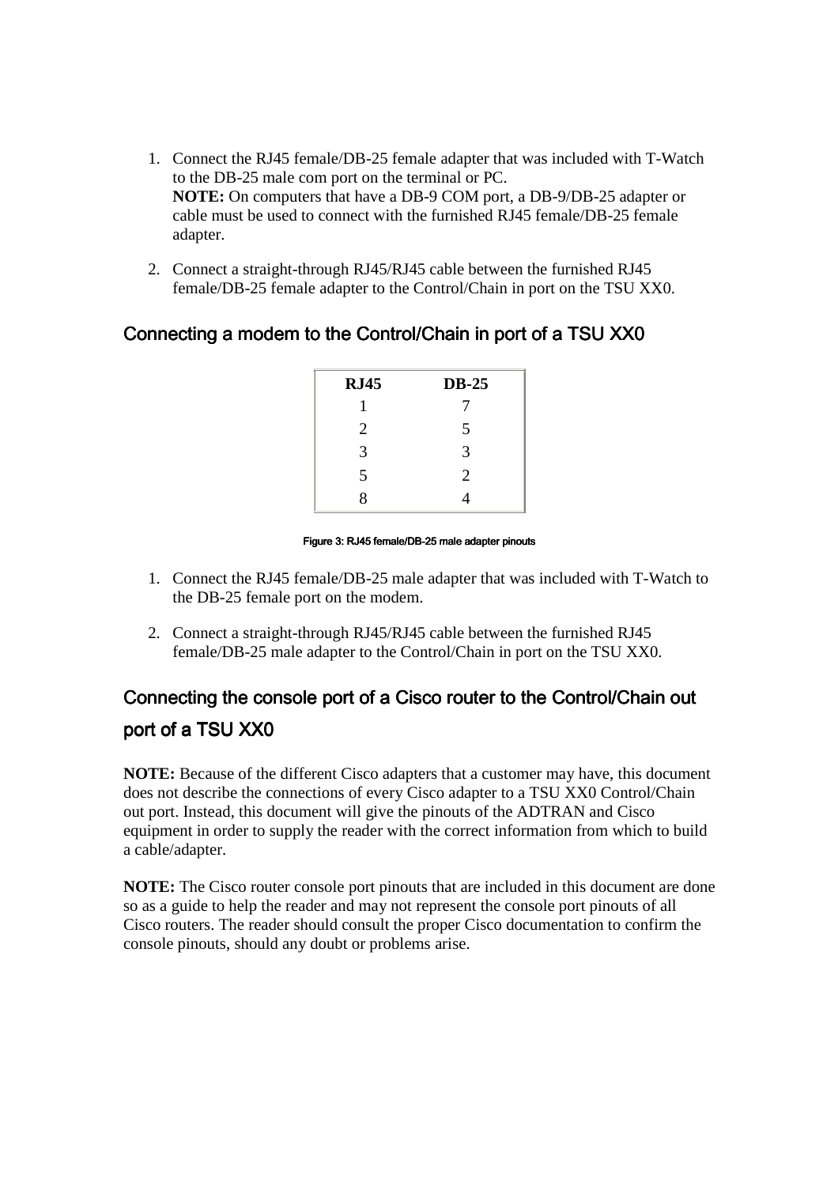1. Connect the RJ45 female/DB-25 female adapter that was included with T-Watch to the DB-25 male com port on the terminal or PC.
   **NOTE:** On computers that have a DB-9 COM port, a DB-9/DB-25 adapter or cable must be used to connect with the furnished RJ45 female/DB-25 female adapter.

2. Connect a straight-through RJ45/RJ45 cable between the furnished RJ45 female/DB-25 female adapter to the Control/Chain in port on the TSU XX0.

## Connecting a modem to the Control/Chain in port of a TSU XX0

| RJ45 | DB-25 |
|---|---|
| 1 | 7 |
| 2 | 5 |
| 3 | 3 |
| 5 | 2 |
| 8 | 4 |

Figure 3: RJ45 female/DB-25 male adapter pinouts

1. Connect the RJ45 female/DB-25 male adapter that was included with T-Watch to the DB-25 female port on the modem.

2. Connect a straight-through RJ45/RJ45 cable between the furnished RJ45 female/DB-25 male adapter to the Control/Chain in port on the TSU XX0.

## Connecting the console port of a Cisco router to the Control/Chain out port of a TSU XX0

**NOTE:** Because of the different Cisco adapters that a customer may have, this document does not describe the connections of every Cisco adapter to a TSU XX0 Control/Chain out port. Instead, this document will give the pinouts of the ADTRAN and Cisco equipment in order to supply the reader with the correct information from which to build a cable/adapter.

**NOTE:** The Cisco router console port pinouts that are included in this document are done so as a guide to help the reader and may not represent the console port pinouts of all Cisco routers. The reader should consult the proper Cisco documentation to confirm the console pinouts, should any doubt or problems arise.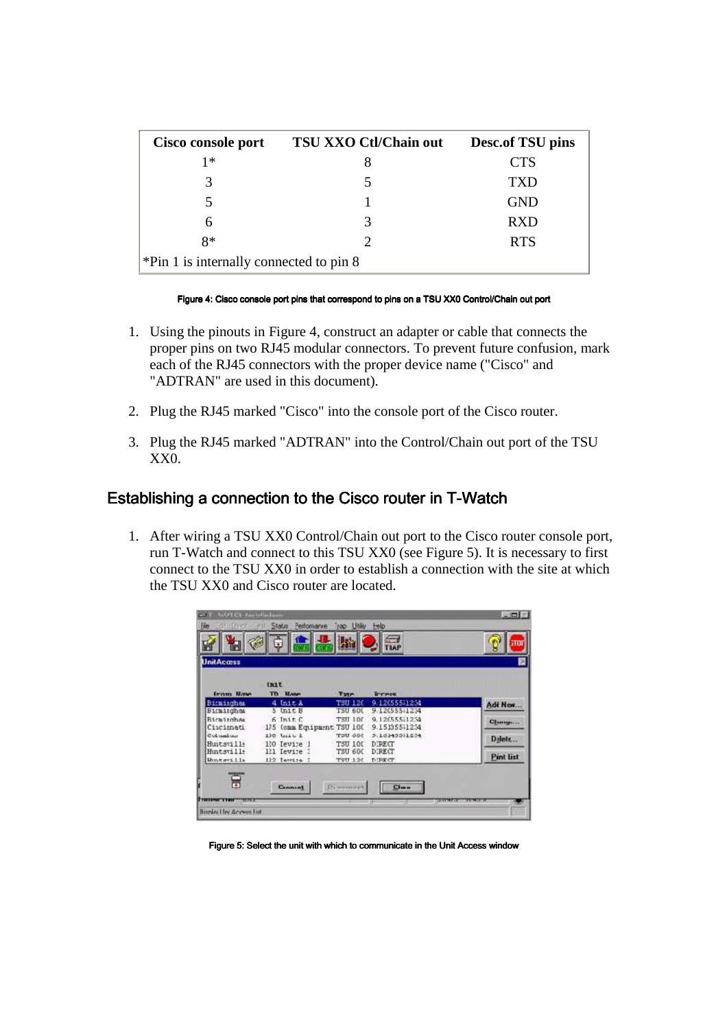| Cisco console port | TSU XXO Ctl/Chain out | Desc.of TSU pins |
|---|---|---|
| 1* | 8 | CTS |
| 3 | 5 | TXD |
| 5 | 1 | GND |
| 6 | 3 | RXD |
| 8* | 2 | RTS |
| *Pin 1 is internally connected to pin 8 | | |

Figure 4: Cisco console port pins that correspond to pins on a TSU XX0 Control/Chain out port

1. Using the pinouts in Figure 4, construct an adapter or cable that connects the proper pins on two RJ45 modular connectors. To prevent future confusion, mark each of the RJ45 connectors with the proper device name ("Cisco" and "ADTRAN" are used in this document).
2. Plug the RJ45 marked "Cisco" into the console port of the Cisco router.
3. Plug the RJ45 marked "ADTRAN" into the Control/Chain out port of the TSU XX0.

## Establishing a connection to the Cisco router in T-Watch

1. After wiring a TSU XX0 Control/Chain out port to the Cisco router console port, run T-Watch and connect to this TSU XX0 (see Figure 5). It is necessary to first connect to the TSU XX0 in order to establish a connection with the site at which the TSU XX0 and Cisco router are located.

Figure 5: Select the unit with which to communicate in the Unit Access window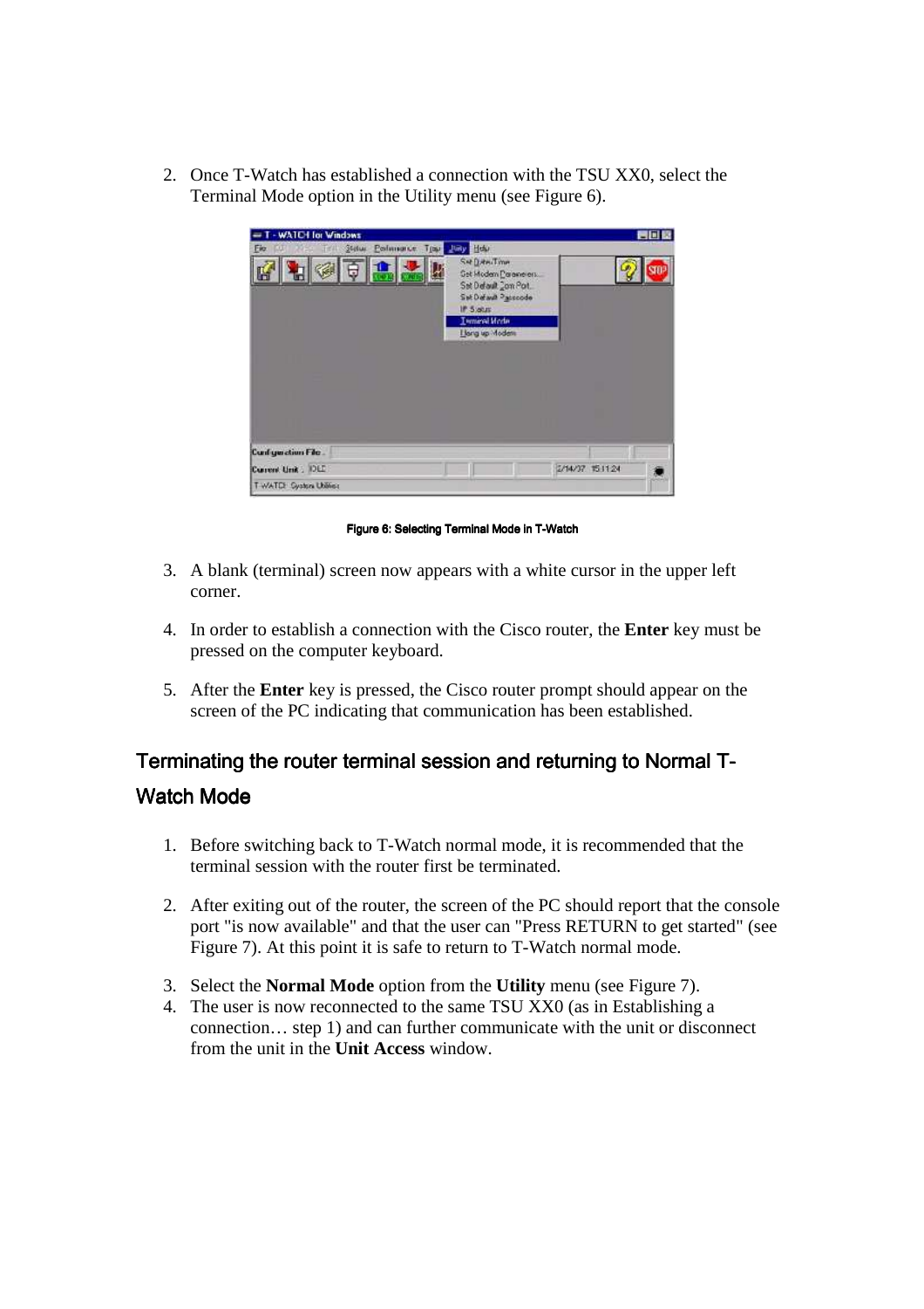2. Once T-Watch has established a connection with the TSU XX0, select the Terminal Mode option in the Utility menu (see Figure 6).

Figure 6: Selecting Terminal Mode in T-Watch

3. A blank (terminal) screen now appears with a white cursor in the upper left corner.

4. In order to establish a connection with the Cisco router, the **Enter** key must be pressed on the computer keyboard.

5. After the **Enter** key is pressed, the Cisco router prompt should appear on the screen of the PC indicating that communication has been established.

## Terminating the router terminal session and returning to Normal T-Watch Mode

1. Before switching back to T-Watch normal mode, it is recommended that the terminal session with the router first be terminated.

2. After exiting out of the router, the screen of the PC should report that the console port "is now available" and that the user can "Press RETURN to get started" (see Figure 7). At this point it is safe to return to T-Watch normal mode.

3. Select the **Normal Mode** option from the **Utility** menu (see Figure 7).
4. The user is now reconnected to the same TSU XX0 (as in Establishing a connection… step 1) and can further communicate with the unit or disconnect from the unit in the **Unit Access** window.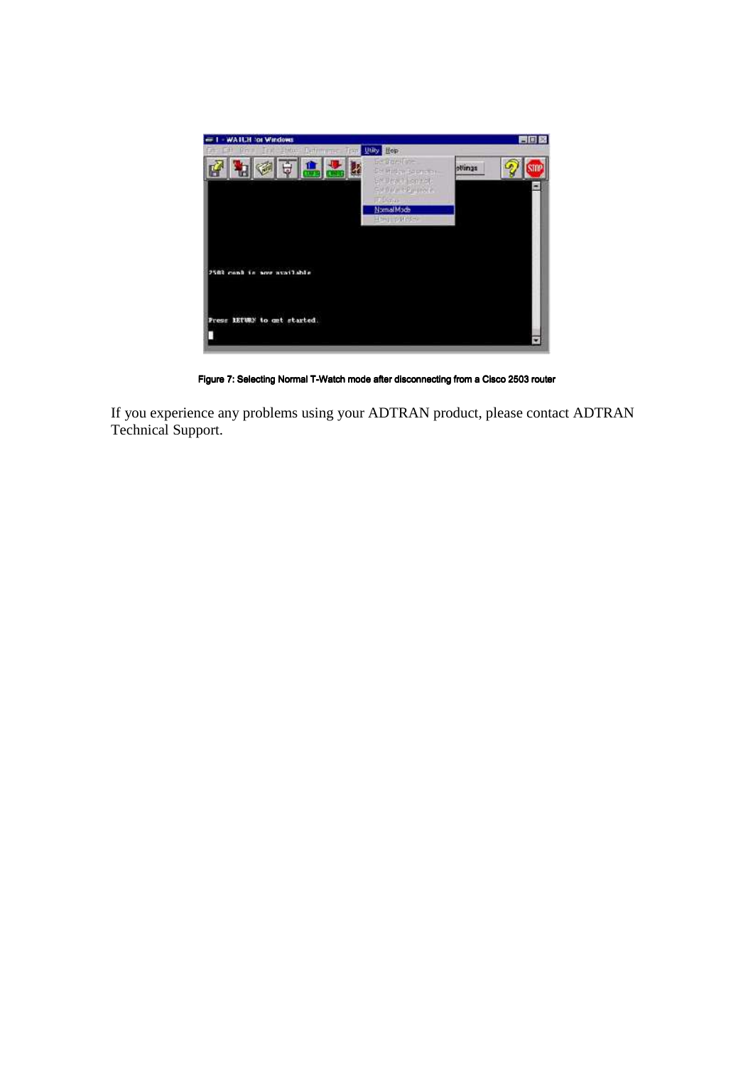Figure 7: Selecting Normal T-Watch mode after disconnecting from a Cisco 2503 router

If you experience any problems using your ADTRAN product, please contact ADTRAN Technical Support.